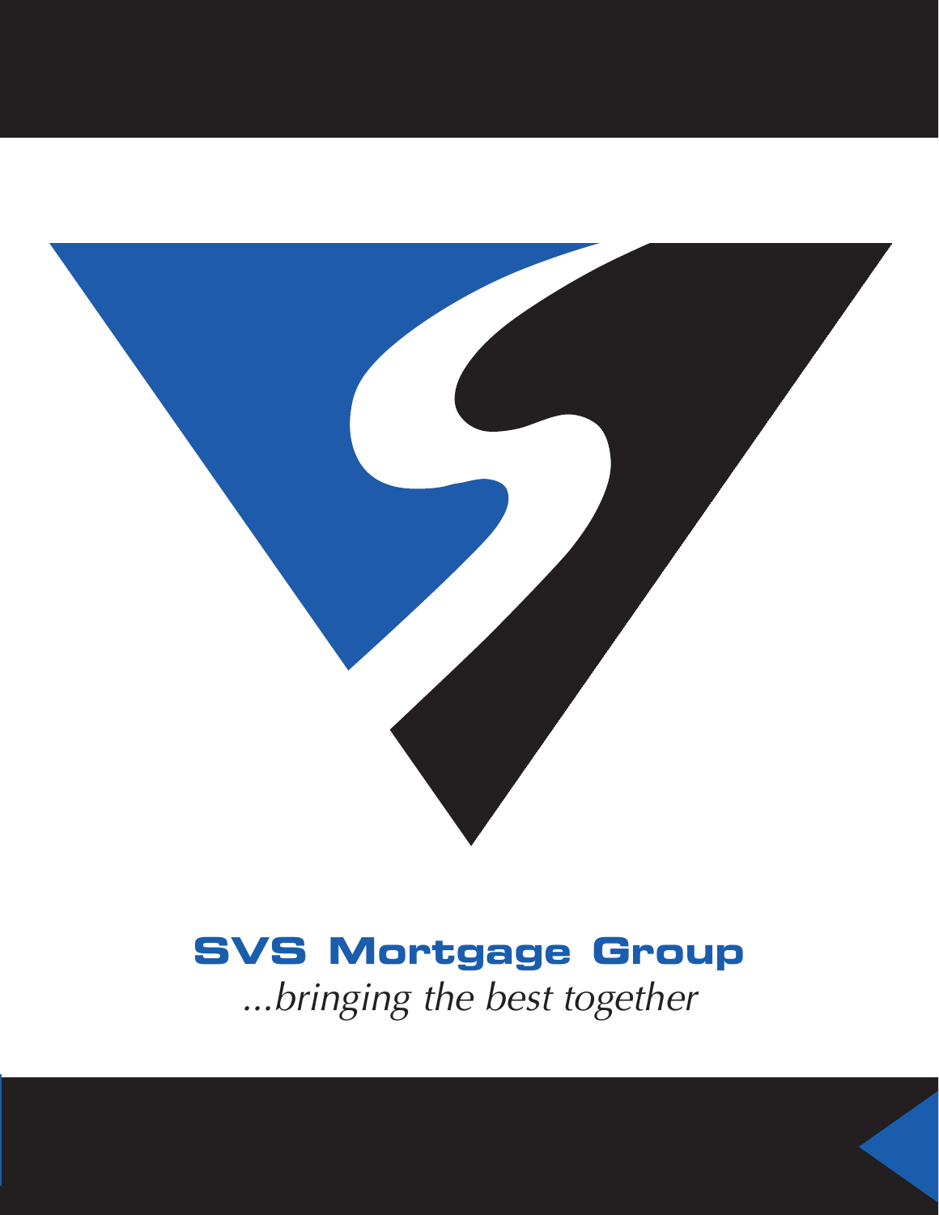# SVS Mortgage Group

*...bringing the best together*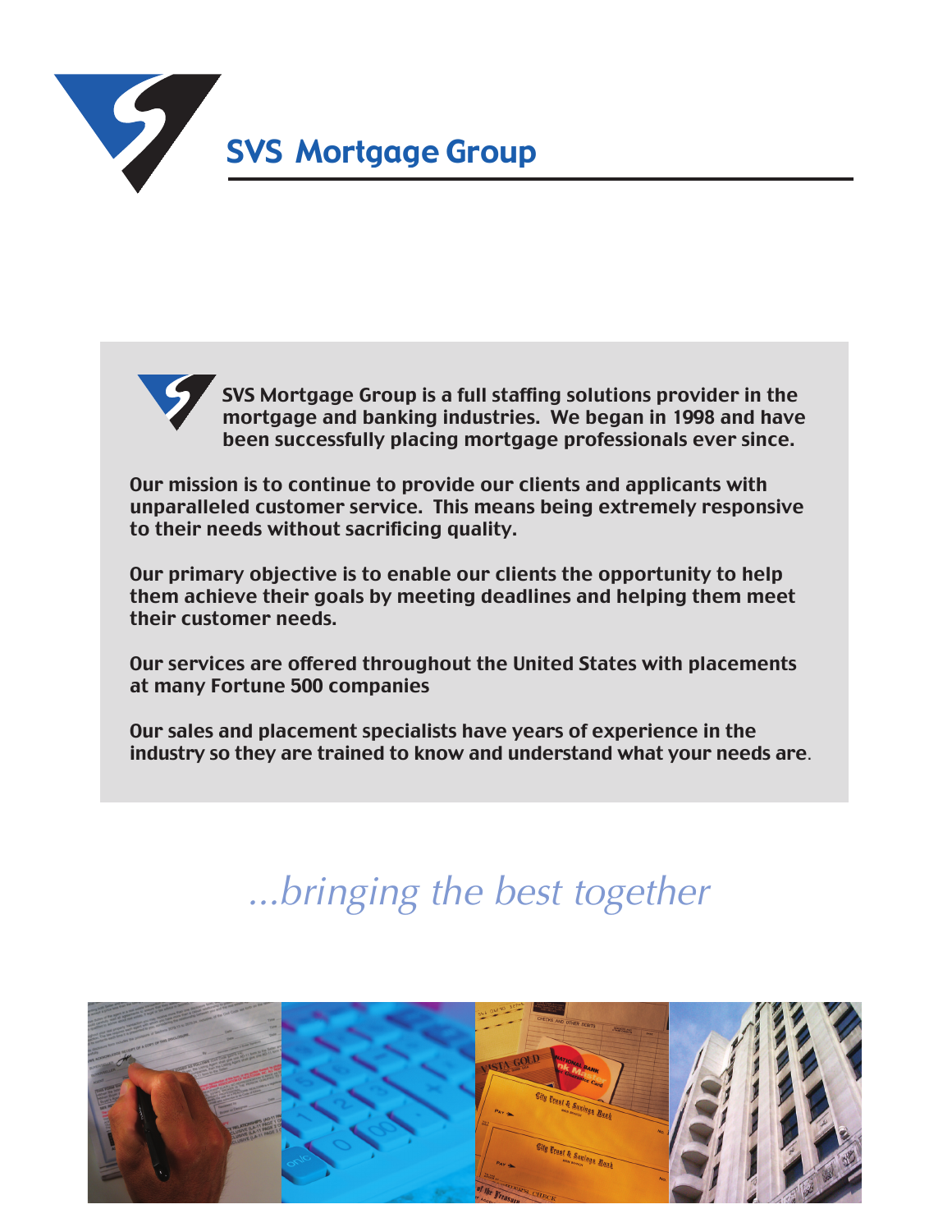# SVS Mortgage Group

**SVS Mortgage Group is a full staffing solutions provider in the mortgage and banking industries. We began in 1998 and have been successfully placing mortgage professionals ever since.**

**Our mission is to continue to provide our clients and applicants with unparalleled customer service. This means being extremely responsive to their needs without sacrificing quality.**

**Our primary objective is to enable our clients the opportunity to help them achieve their goals by meeting deadlines and helping them meet their customer needs.**

**Our services are offered throughout the United States with placements at many Fortune 500 companies**

**Our sales and placement specialists have years of experience in the industry so they are trained to know and understand what your needs are.**

*...bringing the best together*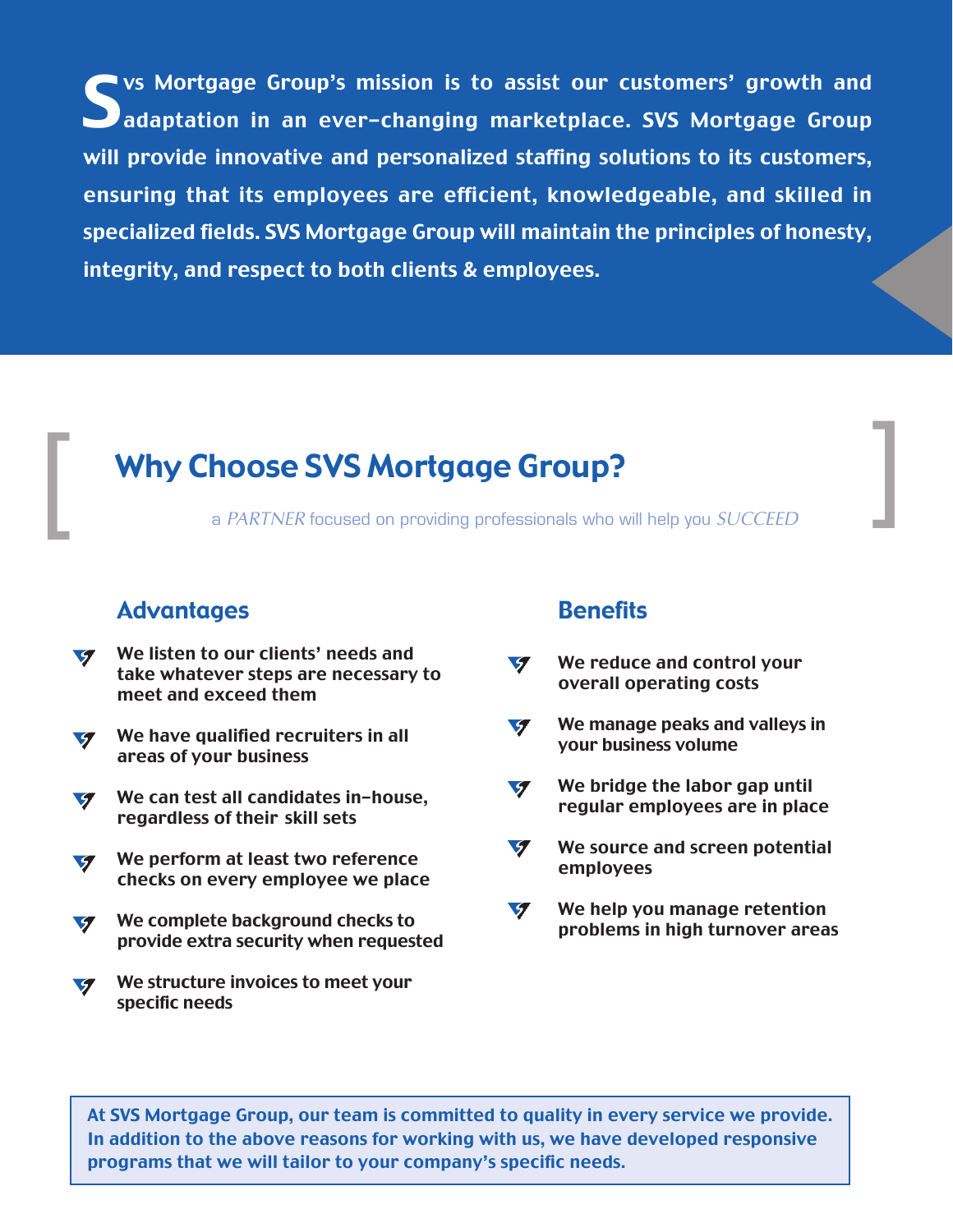**Svs Mortgage Group's mission is to assist our customers' growth and adaptation in an ever-changing marketplace. SVS Mortgage Group will provide innovative and personalized staffing solutions to its customers, ensuring that its employees are efficient, knowledgeable, and skilled in specialized fields. SVS Mortgage Group will maintain the principles of honesty, integrity, and respect to both clients & employees.**

## Why Choose SVS Mortgage Group?

a *PARTNER* focused on providing professionals who will help you *SUCCEED*

### Advantages

- **We listen to our clients' needs and take whatever steps are necessary to meet and exceed them**
- **We have qualified recruiters in all areas of your business**
- **We can test all candidates in-house, regardless of their skill sets**
- **We perform at least two reference checks on every employee we place**
- **We complete background checks to provide extra security when requested**
- **We structure invoices to meet your specific needs**

### Benefits

- **We reduce and control your overall operating costs**
- **We manage peaks and valleys in your business volume**
- **We bridge the labor gap until regular employees are in place**
- **We source and screen potential employees**
- **We help you manage retention problems in high turnover areas**

**At SVS Mortgage Group, our team is committed to quality in every service we provide. In addition to the above reasons for working with us, we have developed responsive programs that we will tailor to your company's specific needs.**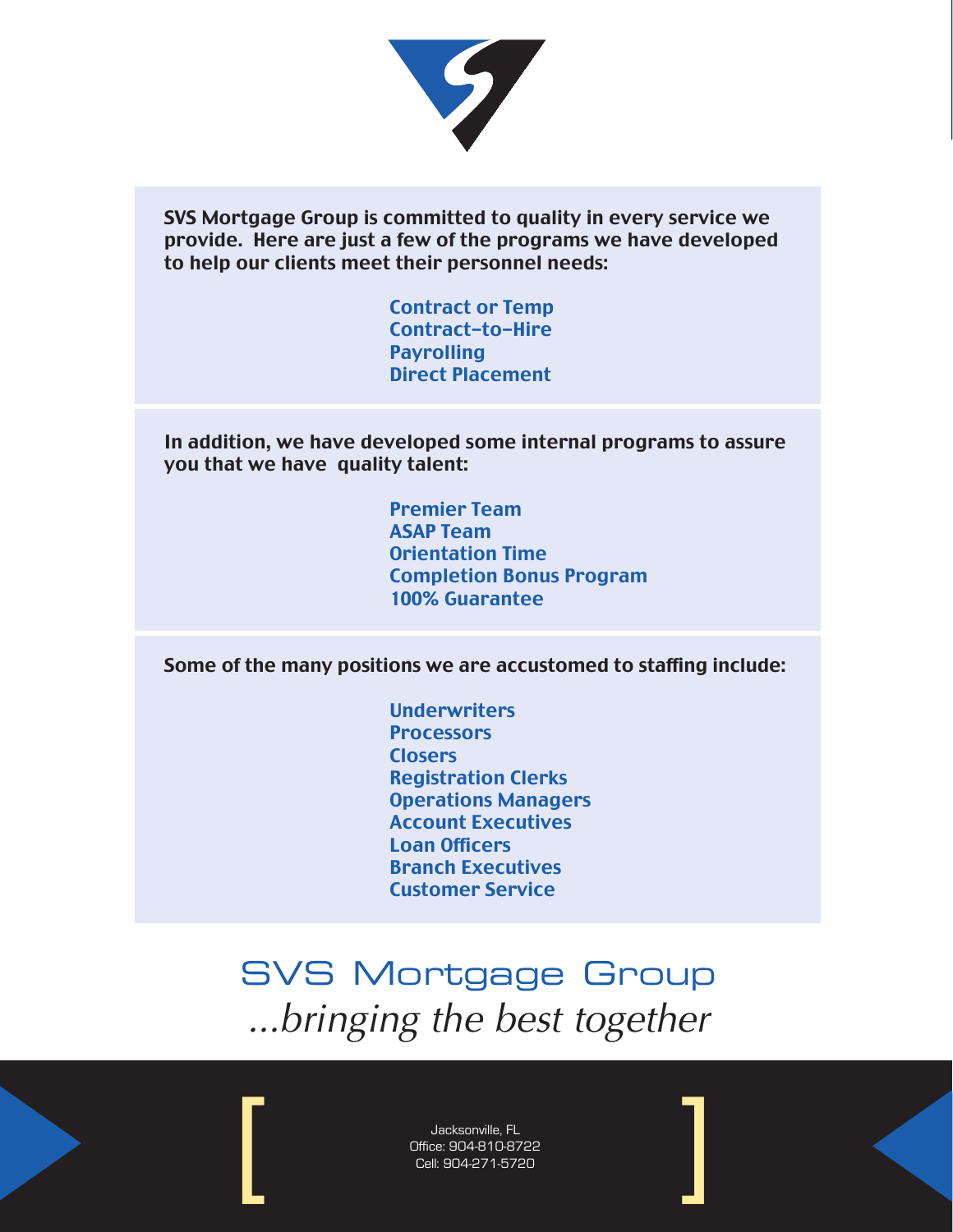**SVS Mortgage Group is committed to quality in every service we provide. Here are just a few of the programs we have developed to help our clients meet their personnel needs:**

- **Contract or Temp**
- **Contract-to-Hire**
- **Payrolling**
- **Direct Placement**

**In addition, we have developed some internal programs to assure you that we have quality talent:**

- **Premier Team**
- **ASAP Team**
- **Orientation Time**
- **Completion Bonus Program**
- **100% Guarantee**

**Some of the many positions we are accustomed to staffing include:**

- **Underwriters**
- **Processors**
- **Closers**
- **Registration Clerks**
- **Operations Managers**
- **Account Executives**
- **Loan Officers**
- **Branch Executives**
- **Customer Service**

# SVS Mortgage Group

*...bringing the best together*

Jacksonville, FL
Office: 904-810-8722
Cell: 904-271-5720